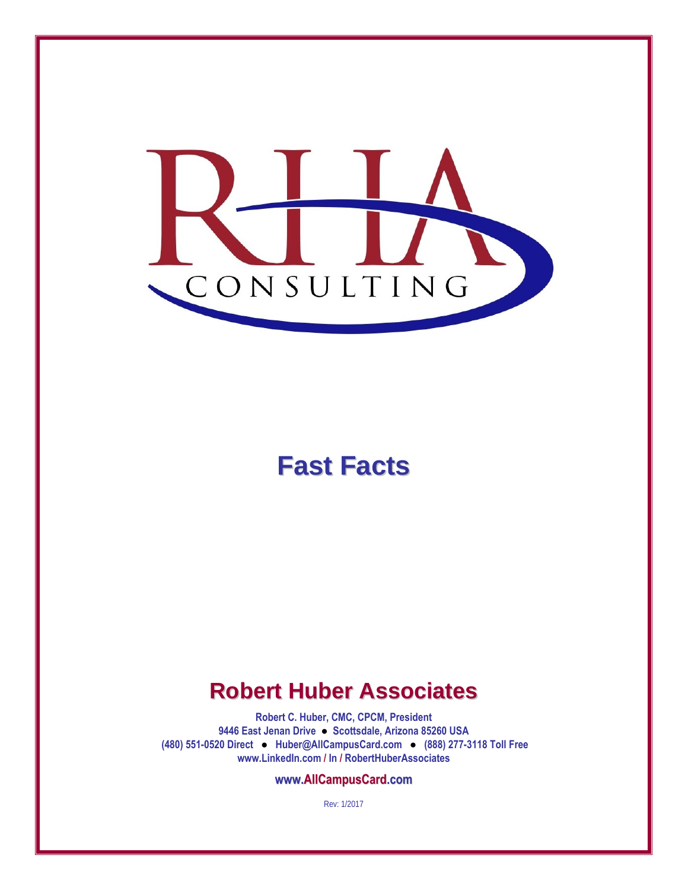RHA CONSULTING

# Fast Facts

## Robert Huber Associates

**Robert C. Huber, CMC, CPCM, President**
**9446 East Jenan Drive ● Scottsdale, Arizona 85260 USA**
**(480) 551-0520 Direct ● Huber@AllCampusCard.com ● (888) 277-3118 Toll Free**
**www.LinkedIn.com / In / RobertHuberAssociates**

**www.AllCampusCard.com**

Rev: 1/2017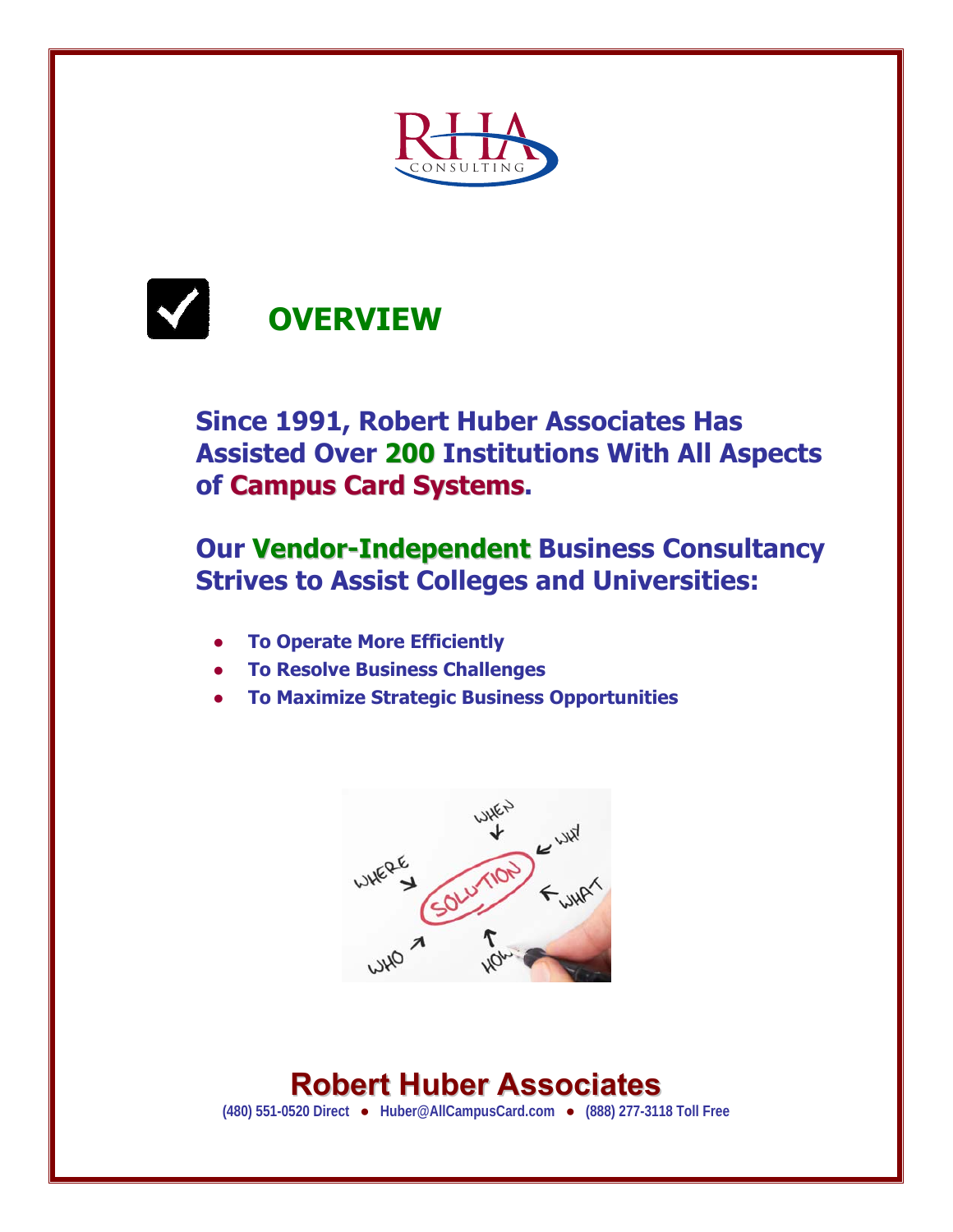# OVERVIEW

## Since 1991, Robert Huber Associates Has Assisted Over 200 Institutions With All Aspects of Campus Card Systems.

## Our Vendor-Independent Business Consultancy Strives to Assist Colleges and Universities:

- **To Operate More Efficiently**
- **To Resolve Business Challenges**
- **To Maximize Strategic Business Opportunities**

## Robert Huber Associates

**(480) 551-0520 Direct ● Huber@AllCampusCard.com ● (888) 277-3118 Toll Free**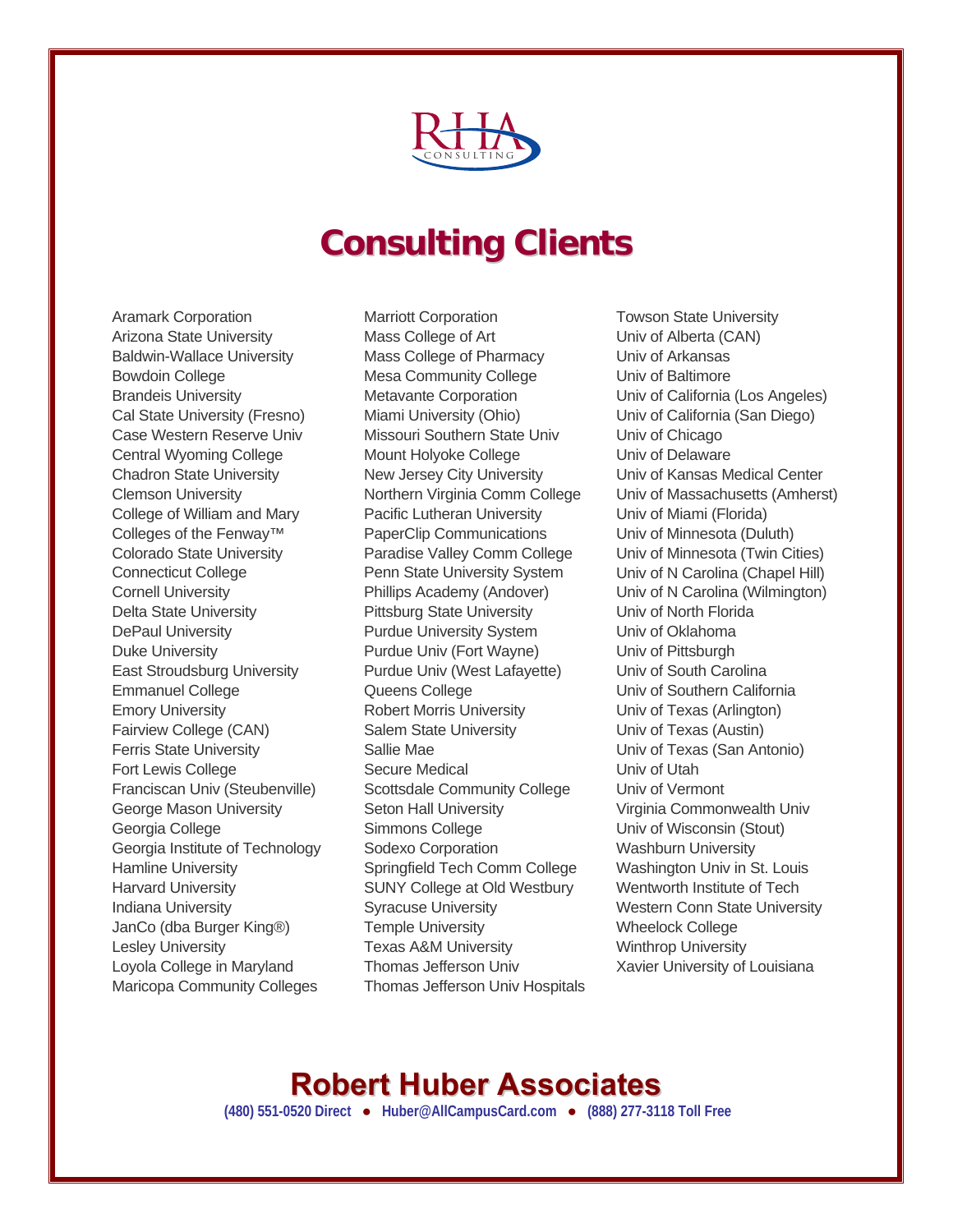RHIA CONSULTING

# Consulting Clients

Aramark Corporation
Arizona State University
Baldwin-Wallace University
Bowdoin College
Brandeis University
Cal State University (Fresno)
Case Western Reserve Univ
Central Wyoming College
Chadron State University
Clemson University
College of William and Mary
Colleges of the Fenway™
Colorado State University
Connecticut College
Cornell University
Delta State University
DePaul University
Duke University
East Stroudsburg University
Emmanuel College
Emory University
Fairview College (CAN)
Ferris State University
Fort Lewis College
Franciscan Univ (Steubenville)
George Mason University
Georgia College
Georgia Institute of Technology
Hamline University
Harvard University
Indiana University
JanCo (dba Burger King®)
Lesley University
Loyola College in Maryland
Maricopa Community Colleges
Marriott Corporation
Mass College of Art
Mass College of Pharmacy
Mesa Community College
Metavante Corporation
Miami University (Ohio)
Missouri Southern State Univ
Mount Holyoke College
New Jersey City University
Northern Virginia Comm College
Pacific Lutheran University
PaperClip Communications
Paradise Valley Comm College
Penn State University System
Phillips Academy (Andover)
Pittsburg State University
Purdue University System
Purdue Univ (Fort Wayne)
Purdue Univ (West Lafayette)
Queens College
Robert Morris University
Salem State University
Sallie Mae
Secure Medical
Scottsdale Community College
Seton Hall University
Simmons College
Sodexo Corporation
Springfield Tech Comm College
SUNY College at Old Westbury
Syracuse University
Temple University
Texas A&M University
Thomas Jefferson Univ
Thomas Jefferson Univ Hospitals
Towson State University
Univ of Alberta (CAN)
Univ of Arkansas
Univ of Baltimore
Univ of California (Los Angeles)
Univ of California (San Diego)
Univ of Chicago
Univ of Delaware
Univ of Kansas Medical Center
Univ of Massachusetts (Amherst)
Univ of Miami (Florida)
Univ of Minnesota (Duluth)
Univ of Minnesota (Twin Cities)
Univ of N Carolina (Chapel Hill)
Univ of N Carolina (Wilmington)
Univ of North Florida
Univ of Oklahoma
Univ of Pittsburgh
Univ of South Carolina
Univ of Southern California
Univ of Texas (Arlington)
Univ of Texas (Austin)
Univ of Texas (San Antonio)
Univ of Utah
Univ of Vermont
Virginia Commonwealth Univ
Univ of Wisconsin (Stout)
Washburn University
Washington Univ in St. Louis
Wentworth Institute of Tech
Western Conn State University
Wheelock College
Winthrop University
Xavier University of Louisiana

## Robert Huber Associates

**(480) 551-0520 Direct ● Huber@AllCampusCard.com ● (888) 277-3118 Toll Free**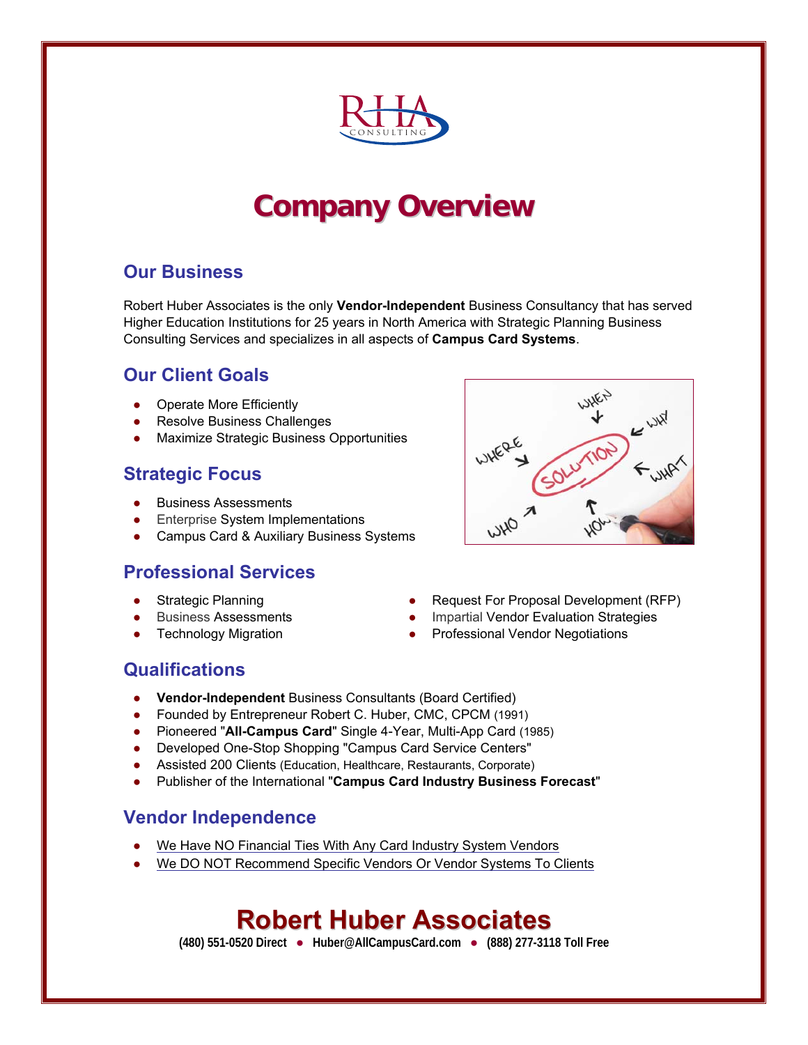# Company Overview

## Our Business

Robert Huber Associates is the only **Vendor-Independent** Business Consultancy that has served Higher Education Institutions for 25 years in North America with Strategic Planning Business Consulting Services and specializes in all aspects of **Campus Card Systems**.

## Our Client Goals

- Operate More Efficiently
- Resolve Business Challenges
- Maximize Strategic Business Opportunities

## Strategic Focus

- Business Assessments
- Enterprise System Implementations
- Campus Card & Auxiliary Business Systems

## Professional Services

- Strategic Planning
- Business Assessments
- Technology Migration
- Request For Proposal Development (RFP)
- Impartial Vendor Evaluation Strategies
- Professional Vendor Negotiations

## Qualifications

- **Vendor-Independent** Business Consultants (Board Certified)
- Founded by Entrepreneur Robert C. Huber, CMC, CPCM (1991)
- Pioneered "**All-Campus Card**" Single 4-Year, Multi-App Card (1985)
- Developed One-Stop Shopping "Campus Card Service Centers"
- Assisted 200 Clients (Education, Healthcare, Restaurants, Corporate)
- Publisher of the International "**Campus Card Industry Business Forecast**"

## Vendor Independence

- We Have NO Financial Ties With Any Card Industry System Vendors
- We DO NOT Recommend Specific Vendors Or Vendor Systems To Clients

# Robert Huber Associates

**(480) 551-0520 Direct ● Huber@AllCampusCard.com ● (888) 277-3118 Toll Free**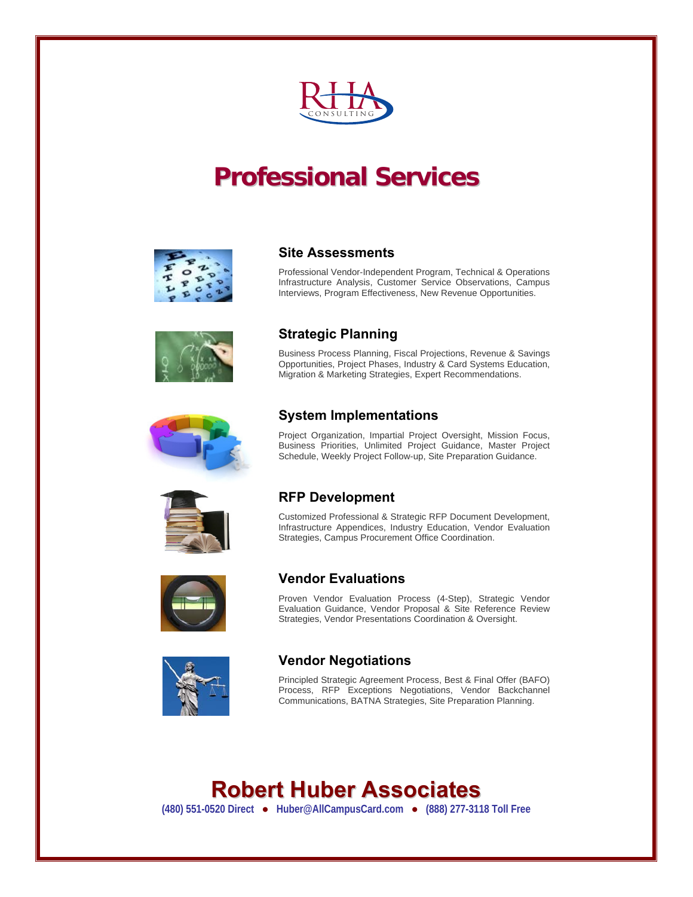RHIA CONSULTING

# Professional Services

### Site Assessments

Professional Vendor-Independent Program, Technical & Operations Infrastructure Analysis, Customer Service Observations, Campus Interviews, Program Effectiveness, New Revenue Opportunities.

### Strategic Planning

Business Process Planning, Fiscal Projections, Revenue & Savings Opportunities, Project Phases, Industry & Card Systems Education, Migration & Marketing Strategies, Expert Recommendations.

### System Implementations

Project Organization, Impartial Project Oversight, Mission Focus, Business Priorities, Unlimited Project Guidance, Master Project Schedule, Weekly Project Follow-up, Site Preparation Guidance.

### RFP Development

Customized Professional & Strategic RFP Document Development, Infrastructure Appendices, Industry Education, Vendor Evaluation Strategies, Campus Procurement Office Coordination.

### Vendor Evaluations

Proven Vendor Evaluation Process (4-Step), Strategic Vendor Evaluation Guidance, Vendor Proposal & Site Reference Review Strategies, Vendor Presentations Coordination & Oversight.

### Vendor Negotiations

Principled Strategic Agreement Process, Best & Final Offer (BAFO) Process, RFP Exceptions Negotiations, Vendor Backchannel Communications, BATNA Strategies, Site Preparation Planning.

## Robert Huber Associates

**(480) 551-0520 Direct ● Huber@AllCampusCard.com ● (888) 277-3118 Toll Free**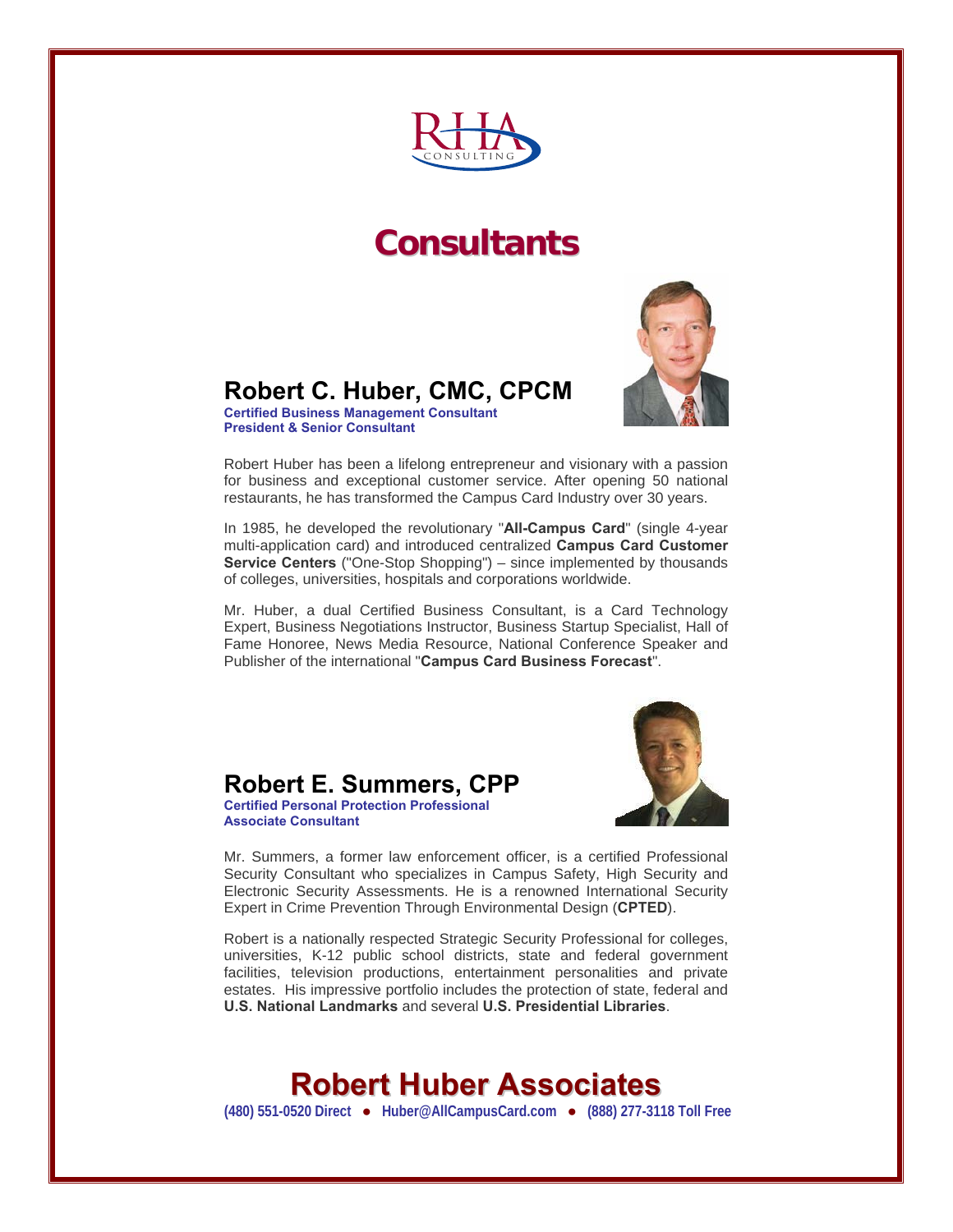RHA CONSULTING

# Consultants

## Robert C. Huber, CMC, CPCM

**Certified Business Management Consultant**
**President & Senior Consultant**

Robert Huber has been a lifelong entrepreneur and visionary with a passion for business and exceptional customer service. After opening 50 national restaurants, he has transformed the Campus Card Industry over 30 years.

In 1985, he developed the revolutionary "**All-Campus Card**" (single 4-year multi-application card) and introduced centralized **Campus Card Customer Service Centers** ("One-Stop Shopping") – since implemented by thousands of colleges, universities, hospitals and corporations worldwide.

Mr. Huber, a dual Certified Business Consultant, is a Card Technology Expert, Business Negotiations Instructor, Business Startup Specialist, Hall of Fame Honoree, News Media Resource, National Conference Speaker and Publisher of the international "**Campus Card Business Forecast**".

## Robert E. Summers, CPP

**Certified Personal Protection Professional**
**Associate Consultant**

Mr. Summers, a former law enforcement officer, is a certified Professional Security Consultant who specializes in Campus Safety, High Security and Electronic Security Assessments. He is a renowned International Security Expert in Crime Prevention Through Environmental Design (**CPTED**).

Robert is a nationally respected Strategic Security Professional for colleges, universities, K-12 public school districts, state and federal government facilities, television productions, entertainment personalities and private estates. His impressive portfolio includes the protection of state, federal and **U.S. National Landmarks** and several **U.S. Presidential Libraries**.

# Robert Huber Associates

**(480) 551-0520 Direct • Huber@AllCampusCard.com • (888) 277-3118 Toll Free**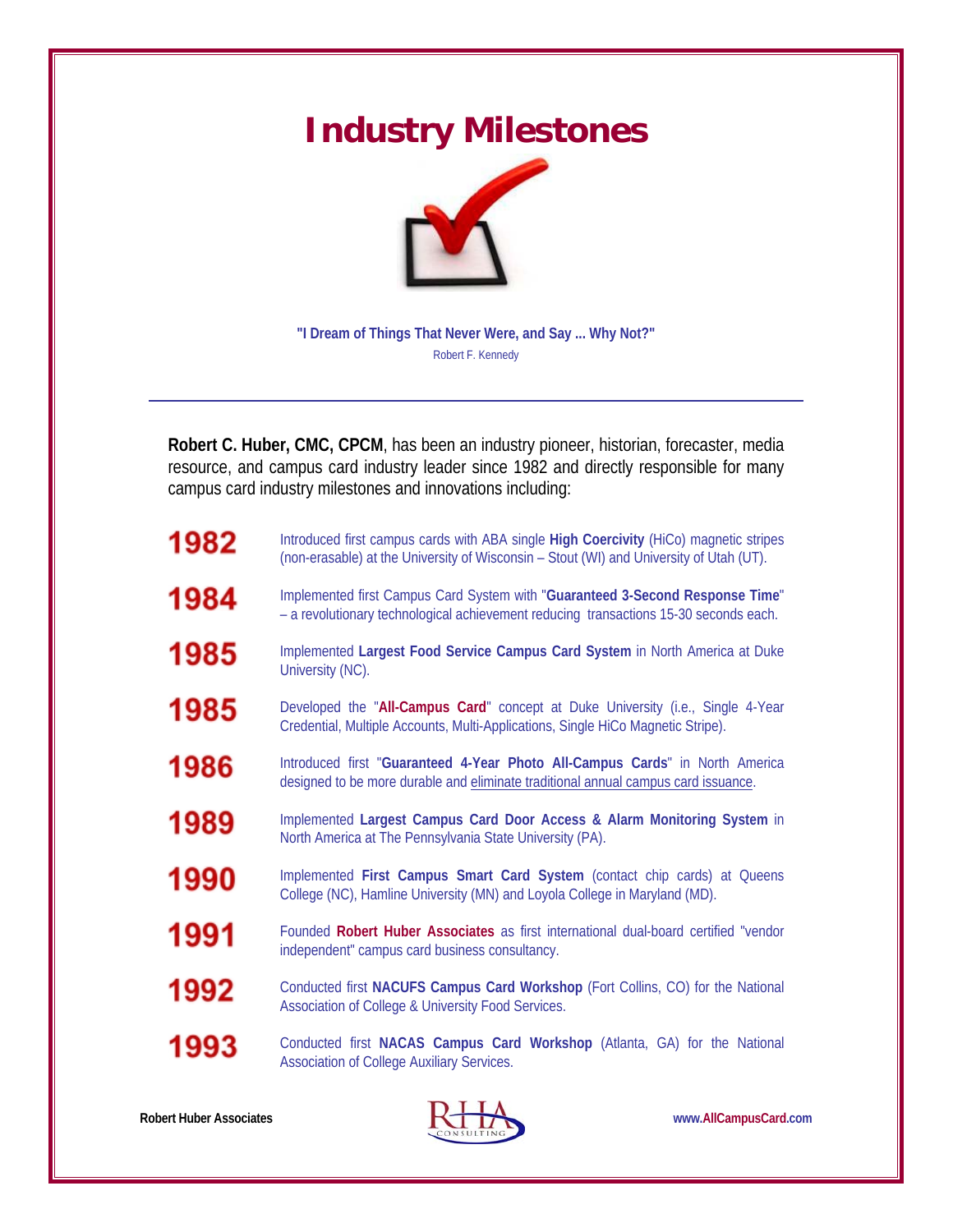# Industry Milestones

**"I Dream of Things That Never Were, and Say ... Why Not?"**

Robert F. Kennedy

---

**Robert C. Huber, CMC, CPCM**, has been an industry pioneer, historian, forecaster, media resource, and campus card industry leader since 1982 and directly responsible for many campus card industry milestones and innovations including:

**1982** — Introduced first campus cards with ABA single **High Coercivity** (HiCo) magnetic stripes (non-erasable) at the University of Wisconsin – Stout (WI) and University of Utah (UT).

**1984** — Implemented first Campus Card System with "**Guaranteed 3-Second Response Time**" – a revolutionary technological achievement reducing transactions 15-30 seconds each.

**1985** — Implemented **Largest Food Service Campus Card System** in North America at Duke University (NC).

**1985** — Developed the "**All-Campus Card**" concept at Duke University (i.e., Single 4-Year Credential, Multiple Accounts, Multi-Applications, Single HiCo Magnetic Stripe).

**1986** — Introduced first "**Guaranteed 4-Year Photo All-Campus Cards**" in North America designed to be more durable and eliminate traditional annual campus card issuance.

**1989** — Implemented **Largest Campus Card Door Access & Alarm Monitoring System** in North America at The Pennsylvania State University (PA).

**1990** — Implemented **First Campus Smart Card System** (contact chip cards) at Queens College (NC), Hamline University (MN) and Loyola College in Maryland (MD).

**1991** — Founded **Robert Huber Associates** as first international dual-board certified "vendor independent" campus card business consultancy.

**1992** — Conducted first **NACUFS Campus Card Workshop** (Fort Collins, CO) for the National Association of College & University Food Services.

**1993** — Conducted first **NACAS Campus Card Workshop** (Atlanta, GA) for the National Association of College Auxiliary Services.

Robert Huber Associates | RHA Consulting | www.AllCampusCard.com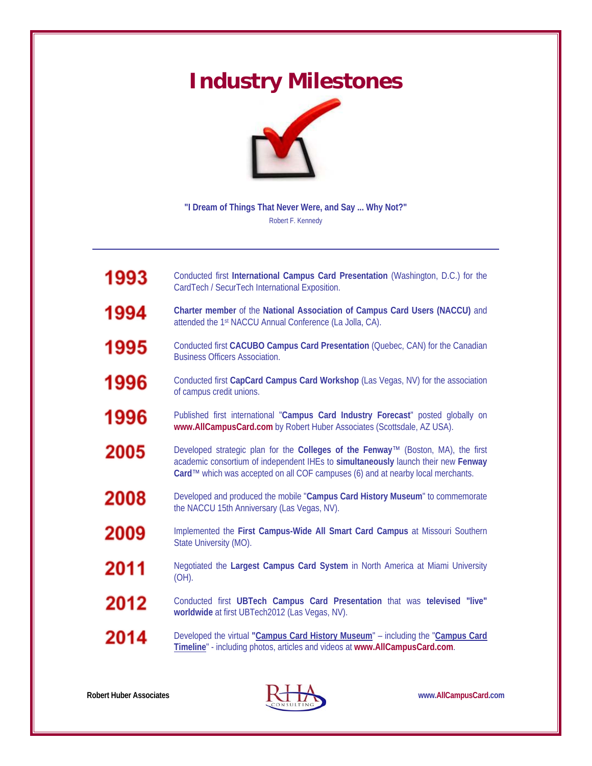# Industry Milestones

**"I Dream of Things That Never Were, and Say ... Why Not?"**

Robert F. Kennedy

---

| | |
|---|---|
| **1993** | Conducted first **International Campus Card Presentation** (Washington, D.C.) for the CardTech / SecurTech International Exposition. |
| **1994** | **Charter member** of the **National Association of Campus Card Users (NACCU)** and attended the 1st NACCU Annual Conference (La Jolla, CA). |
| **1995** | Conducted first **CACUBO Campus Card Presentation** (Quebec, CAN) for the Canadian Business Officers Association. |
| **1996** | Conducted first **CapCard Campus Card Workshop** (Las Vegas, NV) for the association of campus credit unions. |
| **1996** | Published first international "**Campus Card Industry Forecast**" posted globally on **www.AllCampusCard.com** by Robert Huber Associates (Scottsdale, AZ USA). |
| **2005** | Developed strategic plan for the **Colleges of the Fenway**™ (Boston, MA), the first academic consortium of independent IHEs to **simultaneously** launch their new **Fenway Card**™ which was accepted on all COF campuses (6) and at nearby local merchants. |
| **2008** | Developed and produced the mobile "**Campus Card History Museum**" to commemorate the NACCU 15th Anniversary (Las Vegas, NV). |
| **2009** | Implemented the **First Campus-Wide All Smart Card Campus** at Missouri Southern State University (MO). |
| **2011** | Negotiated the **Largest Campus Card System** in North America at Miami University (OH). |
| **2012** | Conducted first **UBTech Campus Card Presentation** that was **televised "live" worldwide** at first UBTech2012 (Las Vegas, NV). |
| **2014** | Developed the virtual **"Campus Card History Museum"** – including the "**Campus Card Timeline**" - including photos, articles and videos at **www.AllCampusCard.com**. |

**Robert Huber Associates** — RHA CONSULTING — **www.AllCampusCard.com**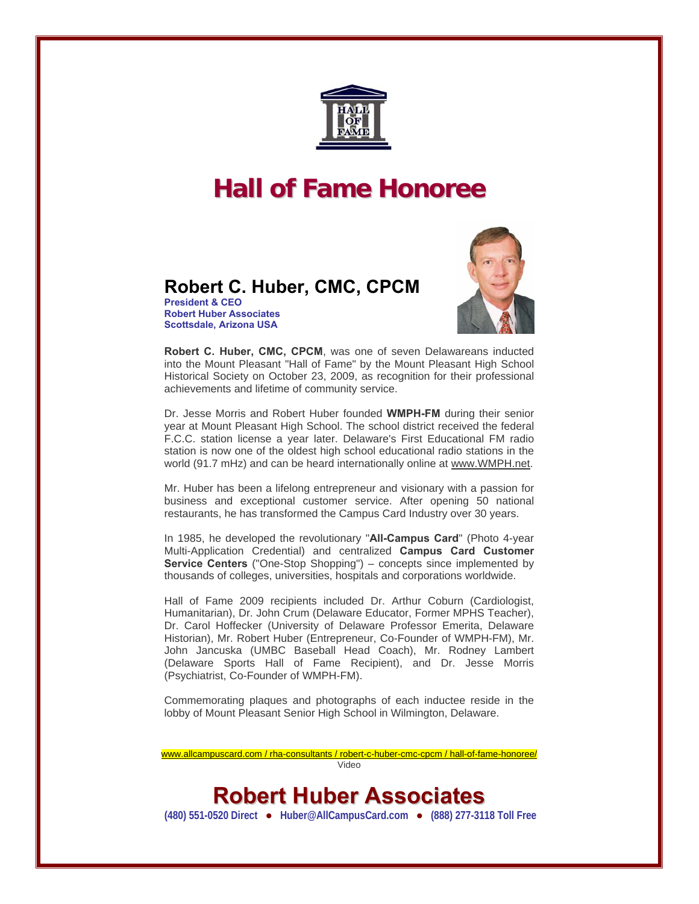# Hall of Fame Honoree

## Robert C. Huber, CMC, CPCM

**President & CEO**
**Robert Huber Associates**
**Scottsdale, Arizona USA**

**Robert C. Huber, CMC, CPCM**, was one of seven Delawareans inducted into the Mount Pleasant "Hall of Fame" by the Mount Pleasant High School Historical Society on October 23, 2009, as recognition for their professional achievements and lifetime of community service.

Dr. Jesse Morris and Robert Huber founded **WMPH-FM** during their senior year at Mount Pleasant High School. The school district received the federal F.C.C. station license a year later. Delaware's First Educational FM radio station is now one of the oldest high school educational radio stations in the world (91.7 mHz) and can be heard internationally online at www.WMPH.net.

Mr. Huber has been a lifelong entrepreneur and visionary with a passion for business and exceptional customer service. After opening 50 national restaurants, he has transformed the Campus Card Industry over 30 years.

In 1985, he developed the revolutionary "**All-Campus Card**" (Photo 4-year Multi-Application Credential) and centralized **Campus Card Customer Service Centers** ("One-Stop Shopping") – concepts since implemented by thousands of colleges, universities, hospitals and corporations worldwide.

Hall of Fame 2009 recipients included Dr. Arthur Coburn (Cardiologist, Humanitarian), Dr. John Crum (Delaware Educator, Former MPHS Teacher), Dr. Carol Hoffecker (University of Delaware Professor Emerita, Delaware Historian), Mr. Robert Huber (Entrepreneur, Co-Founder of WMPH-FM), Mr. John Jancuska (UMBC Baseball Head Coach), Mr. Rodney Lambert (Delaware Sports Hall of Fame Recipient), and Dr. Jesse Morris (Psychiatrist, Co-Founder of WMPH-FM).

Commemorating plaques and photographs of each inductee reside in the lobby of Mount Pleasant Senior High School in Wilmington, Delaware.

www.allcampuscard.com / rha-consultants / robert-c-huber-cmc-cpcm / hall-of-fame-honoree/
Video

# Robert Huber Associates

**(480) 551-0520 Direct ● Huber@AllCampusCard.com ● (888) 277-3118 Toll Free**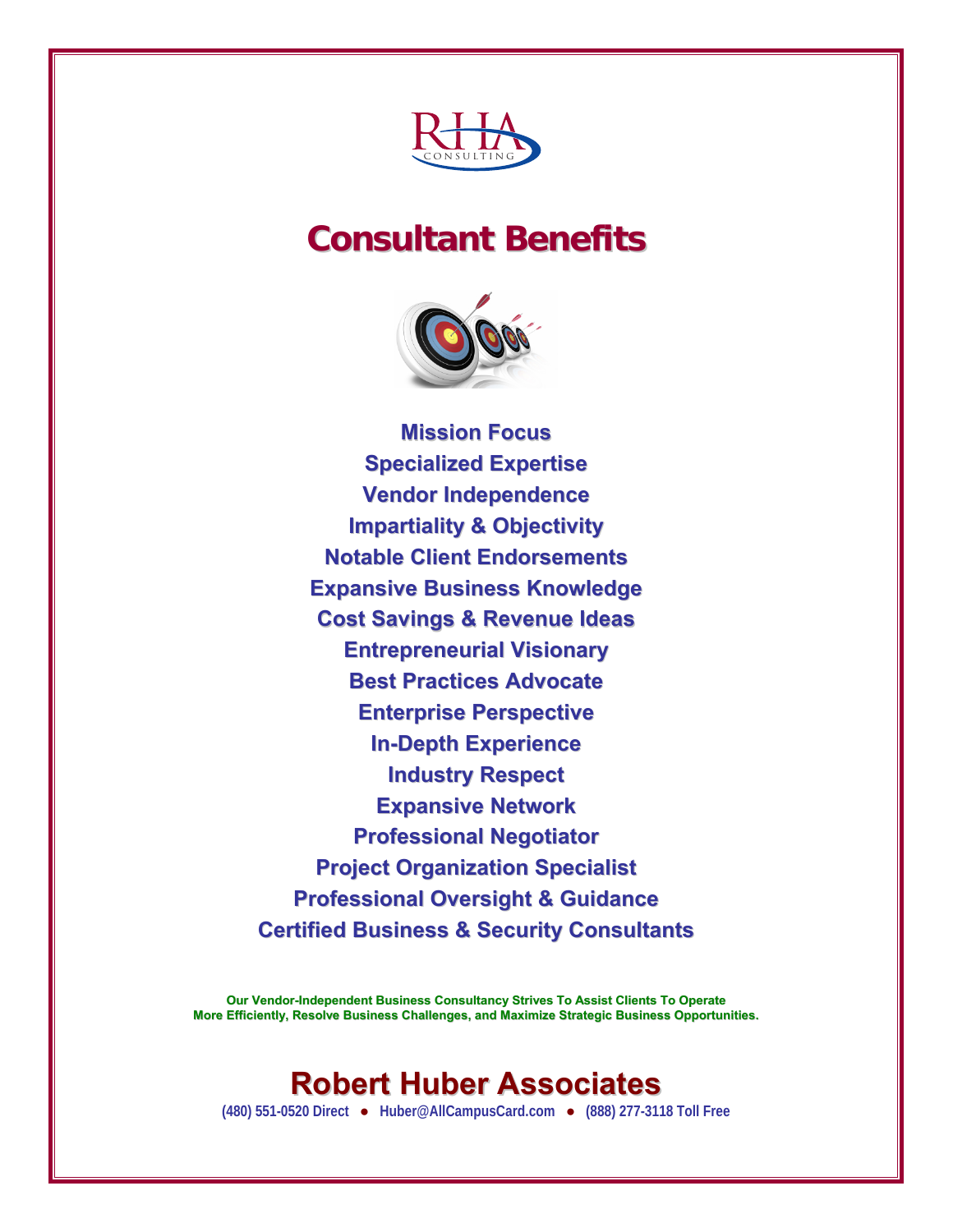RHA CONSULTING

# Consultant Benefits

**Mission Focus**
**Specialized Expertise**
**Vendor Independence**
**Impartiality & Objectivity**
**Notable Client Endorsements**
**Expansive Business Knowledge**
**Cost Savings & Revenue Ideas**
**Entrepreneurial Visionary**
**Best Practices Advocate**
**Enterprise Perspective**
**In-Depth Experience**
**Industry Respect**
**Expansive Network**
**Professional Negotiator**
**Project Organization Specialist**
**Professional Oversight & Guidance**
**Certified Business & Security Consultants**

**Our Vendor-Independent Business Consultancy Strives To Assist Clients To Operate More Efficiently, Resolve Business Challenges, and Maximize Strategic Business Opportunities.**

## Robert Huber Associates

**(480) 551-0520 Direct ● Huber@AllCampusCard.com ● (888) 277-3118 Toll Free**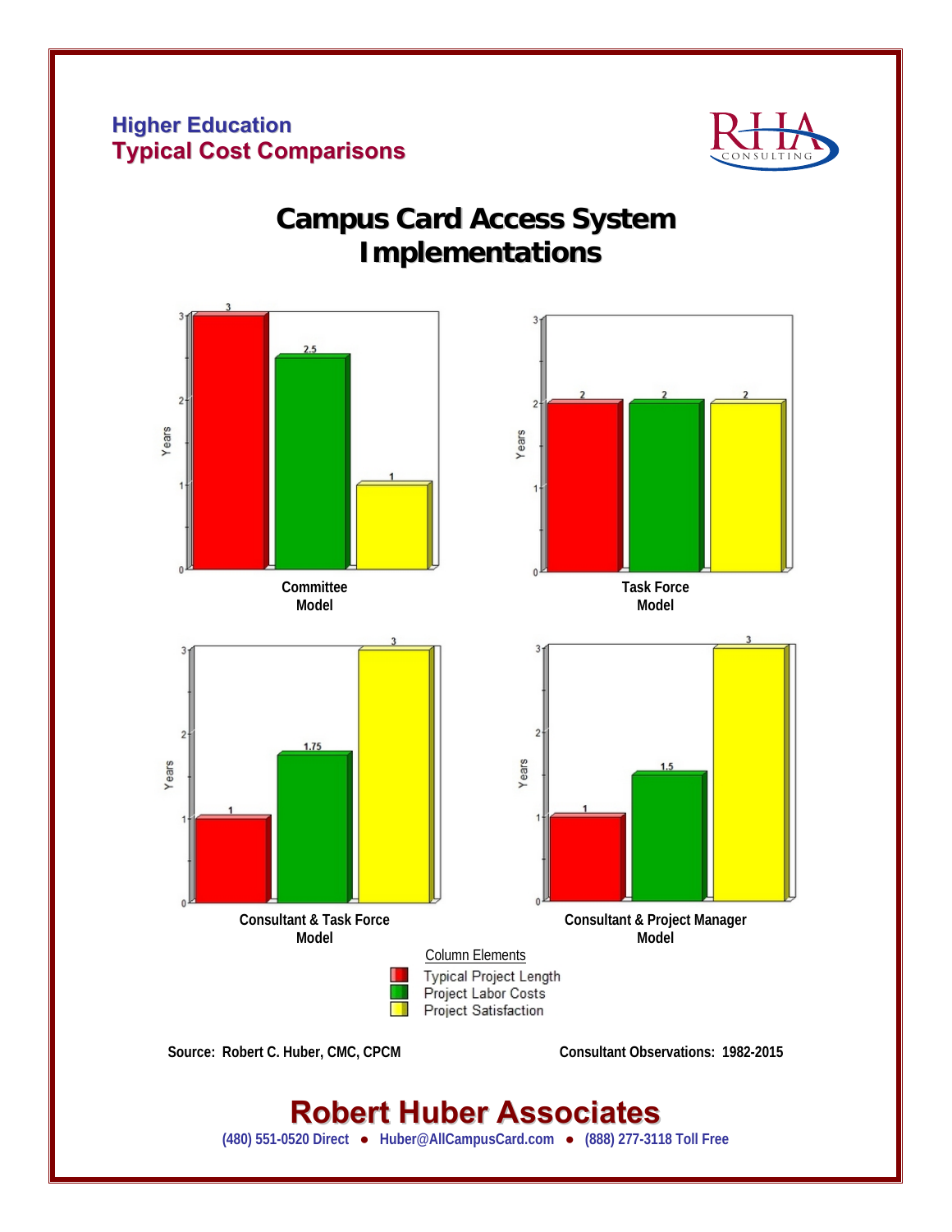**Higher Education**
**Typical Cost Comparisons**

# Campus Card Access System Implementations

| Model | Typical Project Length (Years) | Project Labor Costs (Years) | Project Satisfaction (Years) |
|---|---|---|---|
| Committee Model | 3 | 2.5 | 1 |
| Task Force Model | 2 | 2 | 2 |
| Consultant & Task Force Model | 1 | 1.75 | 3 |
| Consultant & Project Manager Model | 1 | 1.5 | 3 |

Column Elements
- Typical Project Length
- Project Labor Costs
- Project Satisfaction

Source: Robert C. Huber, CMC, CPCM

Consultant Observations: 1982-2015

## Robert Huber Associates

(480) 551-0520 Direct ● Huber@AllCampusCard.com ● (888) 277-3118 Toll Free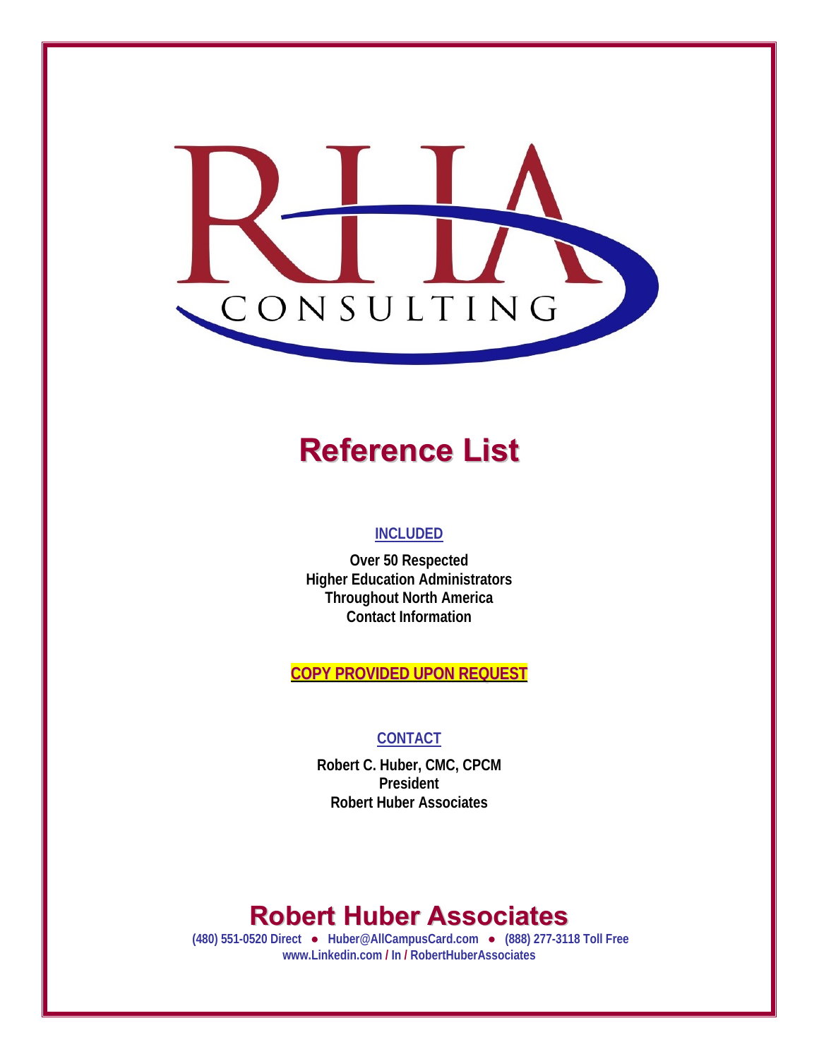RHA CONSULTING

# Reference List

**INCLUDED**

**Over 50 Respected**
**Higher Education Administrators**
**Throughout North America**
**Contact Information**

**COPY PROVIDED UPON REQUEST**

**CONTACT**

**Robert C. Huber, CMC, CPCM**
**President**
**Robert Huber Associates**

## Robert Huber Associates

**(480) 551-0520 Direct ● Huber@AllCampusCard.com ● (888) 277-3118 Toll Free**
**www.Linkedin.com / In / RobertHuberAssociates**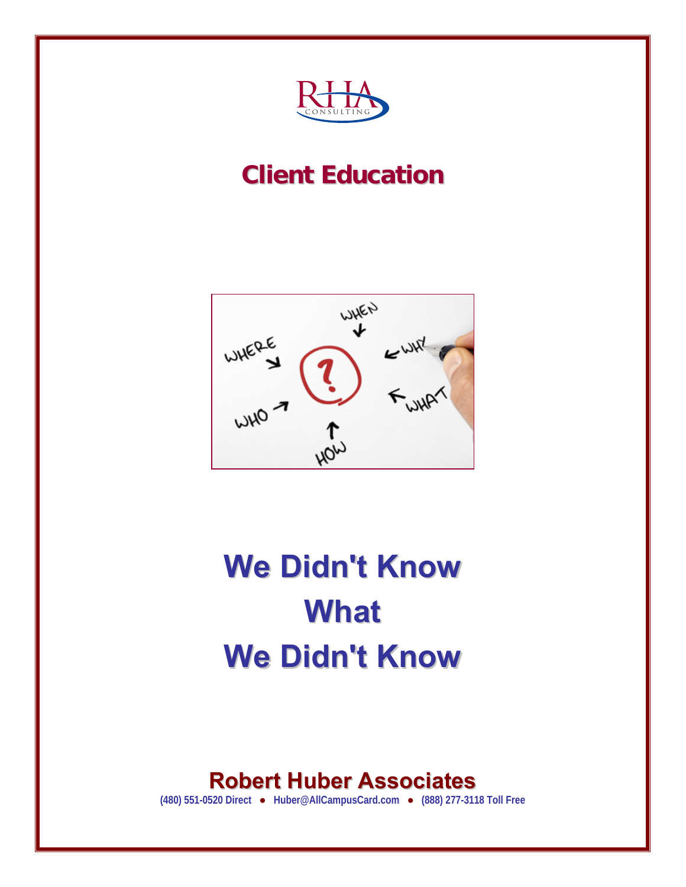RHA CONSULTING

# Client Education

# We Didn't Know What We Didn't Know

## Robert Huber Associates

**(480) 551-0520 Direct ● Huber@AllCampusCard.com ● (888) 277-3118 Toll Free**